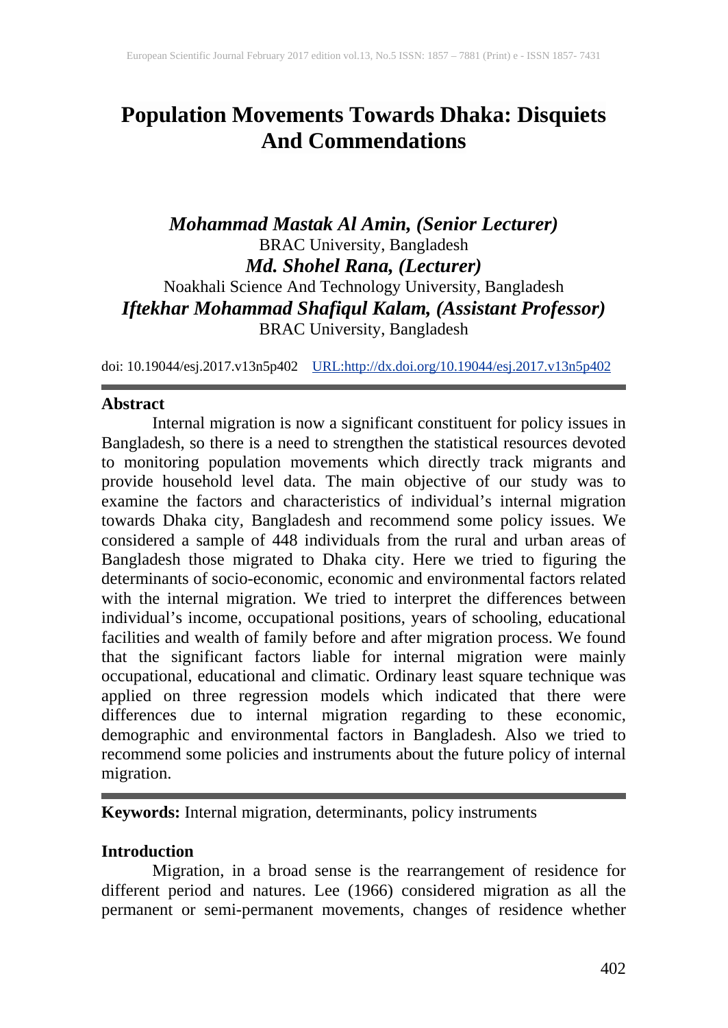# Population Movements Towards Dhaka: Disquiets And Commendations

***Mohammad Mastak Al Amin, (Senior Lecturer)***
BRAC University, Bangladesh
***Md. Shohel Rana, (Lecturer)***
Noakhali Science And Technology University, Bangladesh
***Iftekhar Mohammad Shafiqul Kalam, (Assistant Professor)***
BRAC University, Bangladesh

doi: 10.19044/esj.2017.v13n5p402 [URL:http://dx.doi.org/10.19044/esj.2017.v13n5p402](http://dx.doi.org/10.19044/esj.2017.v13n5p402)

---

**Abstract**

Internal migration is now a significant constituent for policy issues in Bangladesh, so there is a need to strengthen the statistical resources devoted to monitoring population movements which directly track migrants and provide household level data. The main objective of our study was to examine the factors and characteristics of individual's internal migration towards Dhaka city, Bangladesh and recommend some policy issues. We considered a sample of 448 individuals from the rural and urban areas of Bangladesh those migrated to Dhaka city. Here we tried to figuring the determinants of socio-economic, economic and environmental factors related with the internal migration. We tried to interpret the differences between individual's income, occupational positions, years of schooling, educational facilities and wealth of family before and after migration process. We found that the significant factors liable for internal migration were mainly occupational, educational and climatic. Ordinary least square technique was applied on three regression models which indicated that there were differences due to internal migration regarding to these economic, demographic and environmental factors in Bangladesh. Also we tried to recommend some policies and instruments about the future policy of internal migration.

---

**Keywords:** Internal migration, determinants, policy instruments

## Introduction

Migration, in a broad sense is the rearrangement of residence for different period and natures. Lee (1966) considered migration as all the permanent or semi-permanent movements, changes of residence whether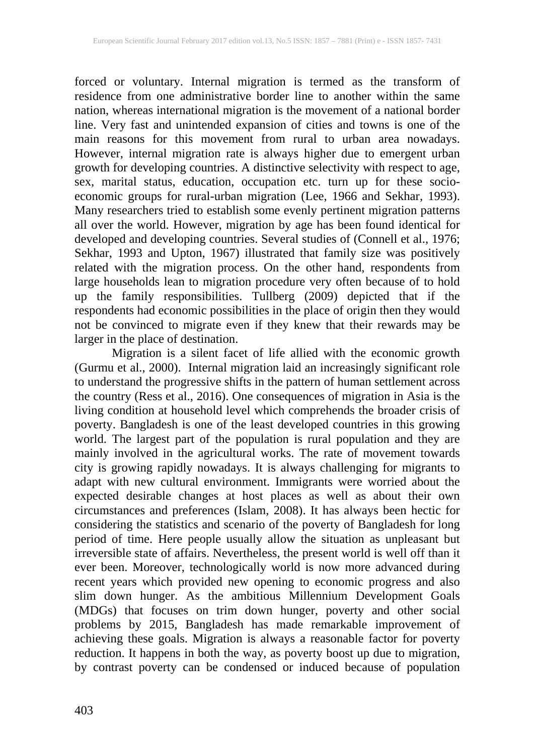forced or voluntary. Internal migration is termed as the transform of residence from one administrative border line to another within the same nation, whereas international migration is the movement of a national border line. Very fast and unintended expansion of cities and towns is one of the main reasons for this movement from rural to urban area nowadays. However, internal migration rate is always higher due to emergent urban growth for developing countries. A distinctive selectivity with respect to age, sex, marital status, education, occupation etc. turn up for these socio-economic groups for rural-urban migration (Lee, 1966 and Sekhar, 1993). Many researchers tried to establish some evenly pertinent migration patterns all over the world. However, migration by age has been found identical for developed and developing countries. Several studies of (Connell et al., 1976; Sekhar, 1993 and Upton, 1967) illustrated that family size was positively related with the migration process. On the other hand, respondents from large households lean to migration procedure very often because of to hold up the family responsibilities. Tullberg (2009) depicted that if the respondents had economic possibilities in the place of origin then they would not be convinced to migrate even if they knew that their rewards may be larger in the place of destination.

Migration is a silent facet of life allied with the economic growth (Gurmu et al., 2000). Internal migration laid an increasingly significant role to understand the progressive shifts in the pattern of human settlement across the country (Ress et al., 2016). One consequences of migration in Asia is the living condition at household level which comprehends the broader crisis of poverty. Bangladesh is one of the least developed countries in this growing world. The largest part of the population is rural population and they are mainly involved in the agricultural works. The rate of movement towards city is growing rapidly nowadays. It is always challenging for migrants to adapt with new cultural environment. Immigrants were worried about the expected desirable changes at host places as well as about their own circumstances and preferences (Islam, 2008). It has always been hectic for considering the statistics and scenario of the poverty of Bangladesh for long period of time. Here people usually allow the situation as unpleasant but irreversible state of affairs. Nevertheless, the present world is well off than it ever been. Moreover, technologically world is now more advanced during recent years which provided new opening to economic progress and also slim down hunger. As the ambitious Millennium Development Goals (MDGs) that focuses on trim down hunger, poverty and other social problems by 2015, Bangladesh has made remarkable improvement of achieving these goals. Migration is always a reasonable factor for poverty reduction. It happens in both the way, as poverty boost up due to migration, by contrast poverty can be condensed or induced because of population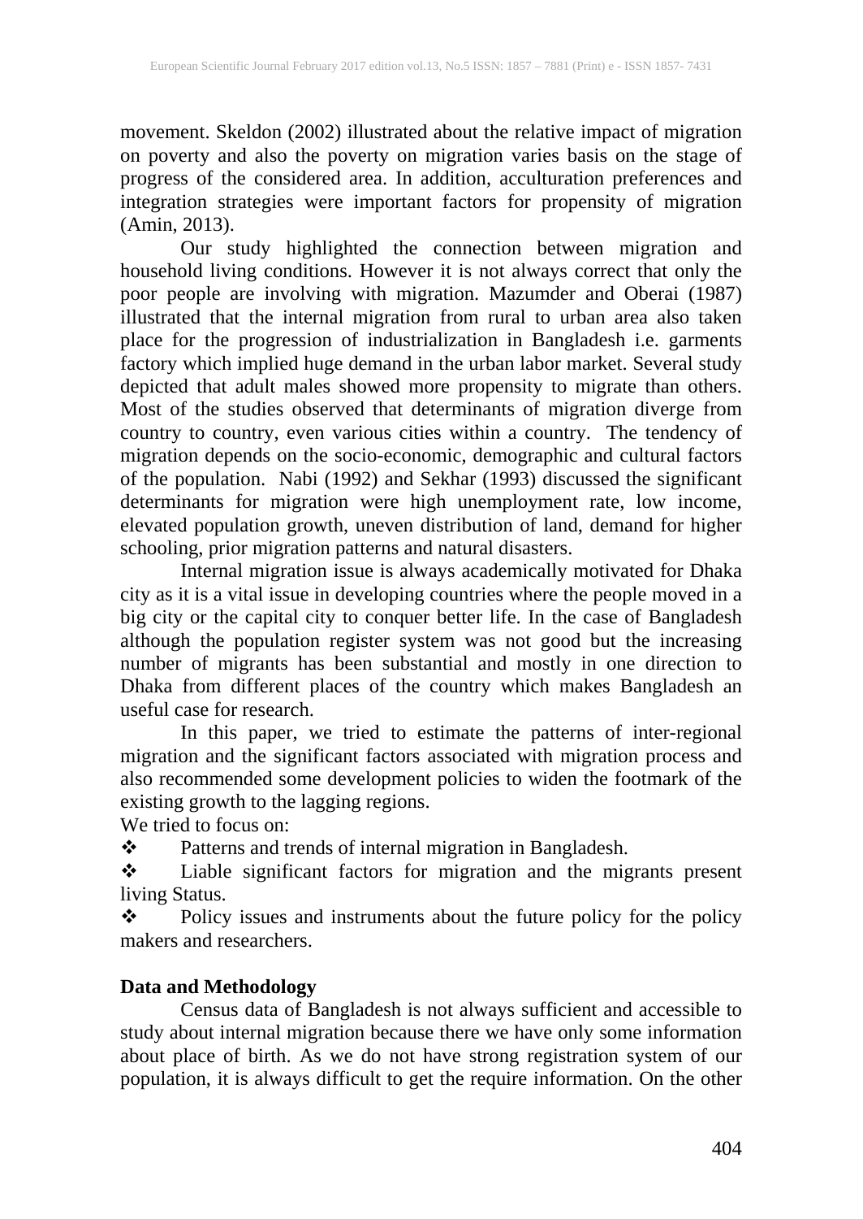movement. Skeldon (2002) illustrated about the relative impact of migration on poverty and also the poverty on migration varies basis on the stage of progress of the considered area. In addition, acculturation preferences and integration strategies were important factors for propensity of migration (Amin, 2013).

Our study highlighted the connection between migration and household living conditions. However it is not always correct that only the poor people are involving with migration. Mazumder and Oberai (1987) illustrated that the internal migration from rural to urban area also taken place for the progression of industrialization in Bangladesh i.e. garments factory which implied huge demand in the urban labor market. Several study depicted that adult males showed more propensity to migrate than others. Most of the studies observed that determinants of migration diverge from country to country, even various cities within a country. The tendency of migration depends on the socio-economic, demographic and cultural factors of the population. Nabi (1992) and Sekhar (1993) discussed the significant determinants for migration were high unemployment rate, low income, elevated population growth, uneven distribution of land, demand for higher schooling, prior migration patterns and natural disasters.

Internal migration issue is always academically motivated for Dhaka city as it is a vital issue in developing countries where the people moved in a big city or the capital city to conquer better life. In the case of Bangladesh although the population register system was not good but the increasing number of migrants has been substantial and mostly in one direction to Dhaka from different places of the country which makes Bangladesh an useful case for research.

In this paper, we tried to estimate the patterns of inter-regional migration and the significant factors associated with migration process and also recommended some development policies to widen the footmark of the existing growth to the lagging regions.

We tried to focus on:

- Patterns and trends of internal migration in Bangladesh.
- Liable significant factors for migration and the migrants present living Status.
- Policy issues and instruments about the future policy for the policy makers and researchers.

**Data and Methodology**

Census data of Bangladesh is not always sufficient and accessible to study about internal migration because there we have only some information about place of birth. As we do not have strong registration system of our population, it is always difficult to get the require information. On the other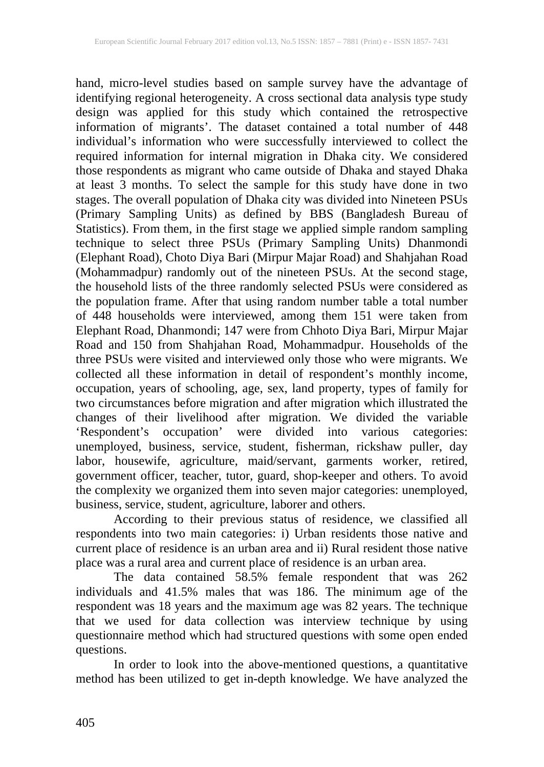hand, micro-level studies based on sample survey have the advantage of identifying regional heterogeneity. A cross sectional data analysis type study design was applied for this study which contained the retrospective information of migrants'. The dataset contained a total number of 448 individual's information who were successfully interviewed to collect the required information for internal migration in Dhaka city. We considered those respondents as migrant who came outside of Dhaka and stayed Dhaka at least 3 months. To select the sample for this study have done in two stages. The overall population of Dhaka city was divided into Nineteen PSUs (Primary Sampling Units) as defined by BBS (Bangladesh Bureau of Statistics). From them, in the first stage we applied simple random sampling technique to select three PSUs (Primary Sampling Units) Dhanmondi (Elephant Road), Choto Diya Bari (Mirpur Majar Road) and Shahjahan Road (Mohammadpur) randomly out of the nineteen PSUs. At the second stage, the household lists of the three randomly selected PSUs were considered as the population frame. After that using random number table a total number of 448 households were interviewed, among them 151 were taken from Elephant Road, Dhanmondi; 147 were from Chhoto Diya Bari, Mirpur Majar Road and 150 from Shahjahan Road, Mohammadpur. Households of the three PSUs were visited and interviewed only those who were migrants. We collected all these information in detail of respondent's monthly income, occupation, years of schooling, age, sex, land property, types of family for two circumstances before migration and after migration which illustrated the changes of their livelihood after migration. We divided the variable 'Respondent's occupation' were divided into various categories: unemployed, business, service, student, fisherman, rickshaw puller, day labor, housewife, agriculture, maid/servant, garments worker, retired, government officer, teacher, tutor, guard, shop-keeper and others. To avoid the complexity we organized them into seven major categories: unemployed, business, service, student, agriculture, laborer and others.

According to their previous status of residence, we classified all respondents into two main categories: i) Urban residents those native and current place of residence is an urban area and ii) Rural resident those native place was a rural area and current place of residence is an urban area.

The data contained 58.5% female respondent that was 262 individuals and 41.5% males that was 186. The minimum age of the respondent was 18 years and the maximum age was 82 years. The technique that we used for data collection was interview technique by using questionnaire method which had structured questions with some open ended questions.

In order to look into the above-mentioned questions, a quantitative method has been utilized to get in-depth knowledge. We have analyzed the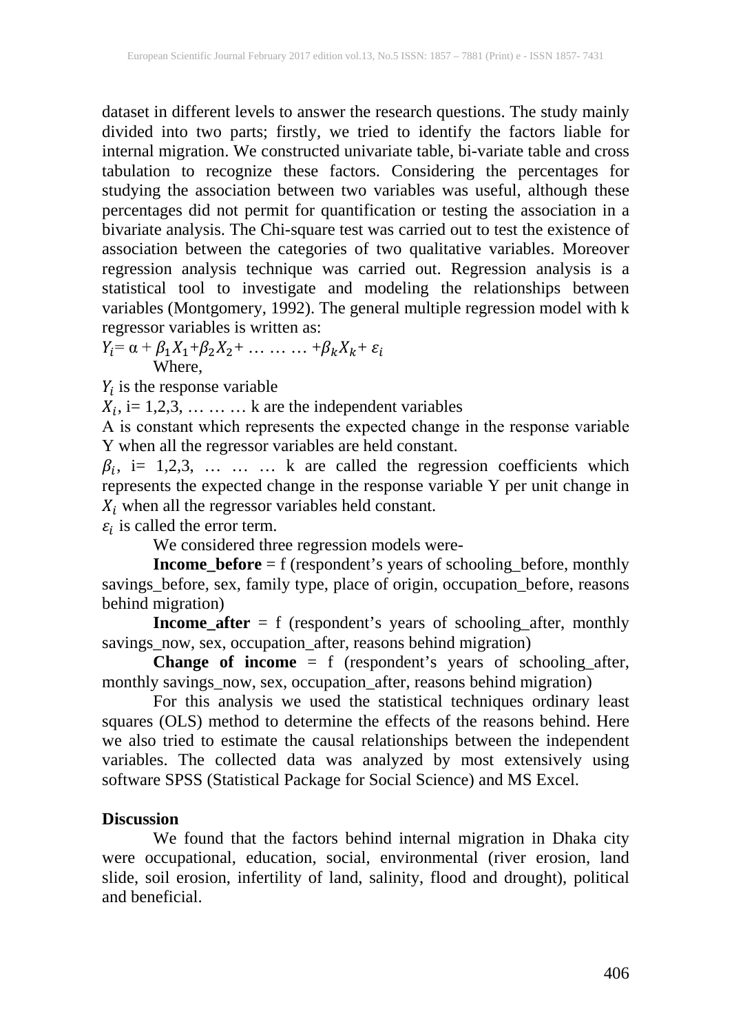dataset in different levels to answer the research questions. The study mainly divided into two parts; firstly, we tried to identify the factors liable for internal migration. We constructed univariate table, bi-variate table and cross tabulation to recognize these factors. Considering the percentages for studying the association between two variables was useful, although these percentages did not permit for quantification or testing the association in a bivariate analysis. The Chi-square test was carried out to test the existence of association between the categories of two qualitative variables. Moreover regression analysis technique was carried out. Regression analysis is a statistical tool to investigate and modeling the relationships between variables (Montgomery, 1992). The general multiple regression model with k regressor variables is written as:

$Y_i = \alpha + \beta_1 X_1 + \beta_2 X_2 + \ldots \ldots \ldots + \beta_k X_k + \varepsilon_i$

Where,

$Y_i$ is the response variable

$X_i$, i= 1,2,3, … … … k are the independent variables

A is constant which represents the expected change in the response variable Y when all the regressor variables are held constant.

$\beta_i$, i= 1,2,3, … … … k are called the regression coefficients which represents the expected change in the response variable Y per unit change in $X_i$ when all the regressor variables held constant.

$\varepsilon_i$ is called the error term.

We considered three regression models were-

**Income_before** = f (respondent's years of schooling_before, monthly savings_before, sex, family type, place of origin, occupation_before, reasons behind migration)

**Income_after** = f (respondent's years of schooling_after, monthly savings_now, sex, occupation_after, reasons behind migration)

**Change of income** = f (respondent's years of schooling_after, monthly savings_now, sex, occupation_after, reasons behind migration)

For this analysis we used the statistical techniques ordinary least squares (OLS) method to determine the effects of the reasons behind. Here we also tried to estimate the causal relationships between the independent variables. The collected data was analyzed by most extensively using software SPSS (Statistical Package for Social Science) and MS Excel.

**Discussion**

We found that the factors behind internal migration in Dhaka city were occupational, education, social, environmental (river erosion, land slide, soil erosion, infertility of land, salinity, flood and drought), political and beneficial.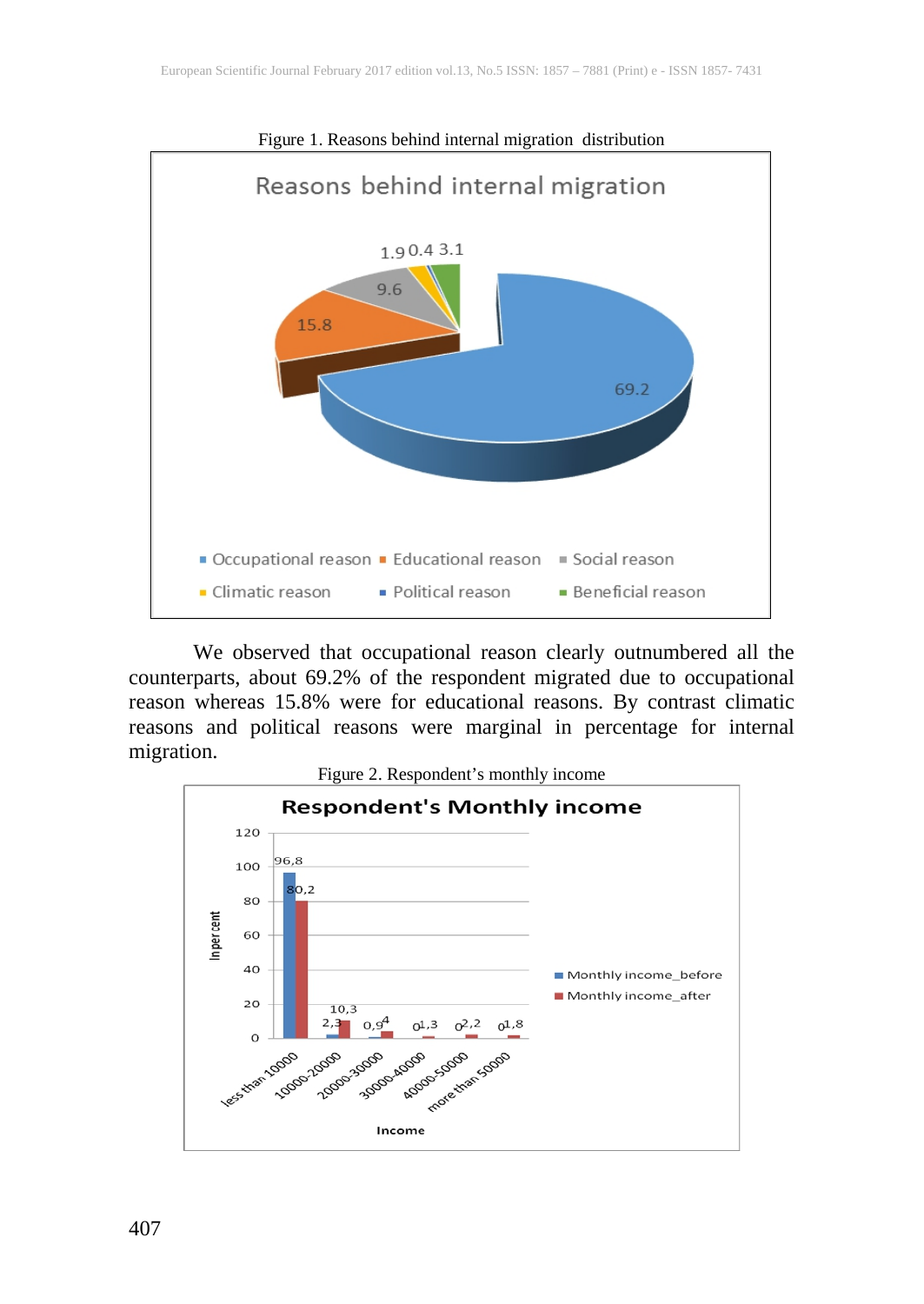Figure 1. Reasons behind internal migration distribution

Figure 1 is a pie chart titled "Reasons behind internal migration": Occupational reason 69.2, Educational reason 15.8, Social reason 9.6, Climatic reason 1.9, Political reason 0.4, Beneficial reason 3.1.

We observed that occupational reason clearly outnumbered all the counterparts, about 69.2% of the respondent migrated due to occupational reason whereas 15.8% were for educational reasons. By contrast climatic reasons and political reasons were marginal in percentage for internal migration.

Figure 2. Respondent's monthly income

Figure 2 is a bar chart titled "Respondent's Monthly income" (y-axis: In per cent; x-axis: Income):

| Income | Monthly income_before | Monthly income_after |
|---|---|---|
| less than 10000 | 96,8 | 80,2 |
| 10000-20000 | 2,3 | 10,3 |
| 20000-30000 | 0,9 | 4 |
| 30000-40000 | 0 | 1,3 |
| 40000-50000 | 0 | 2,2 |
| more than 50000 | 0 | 1,8 |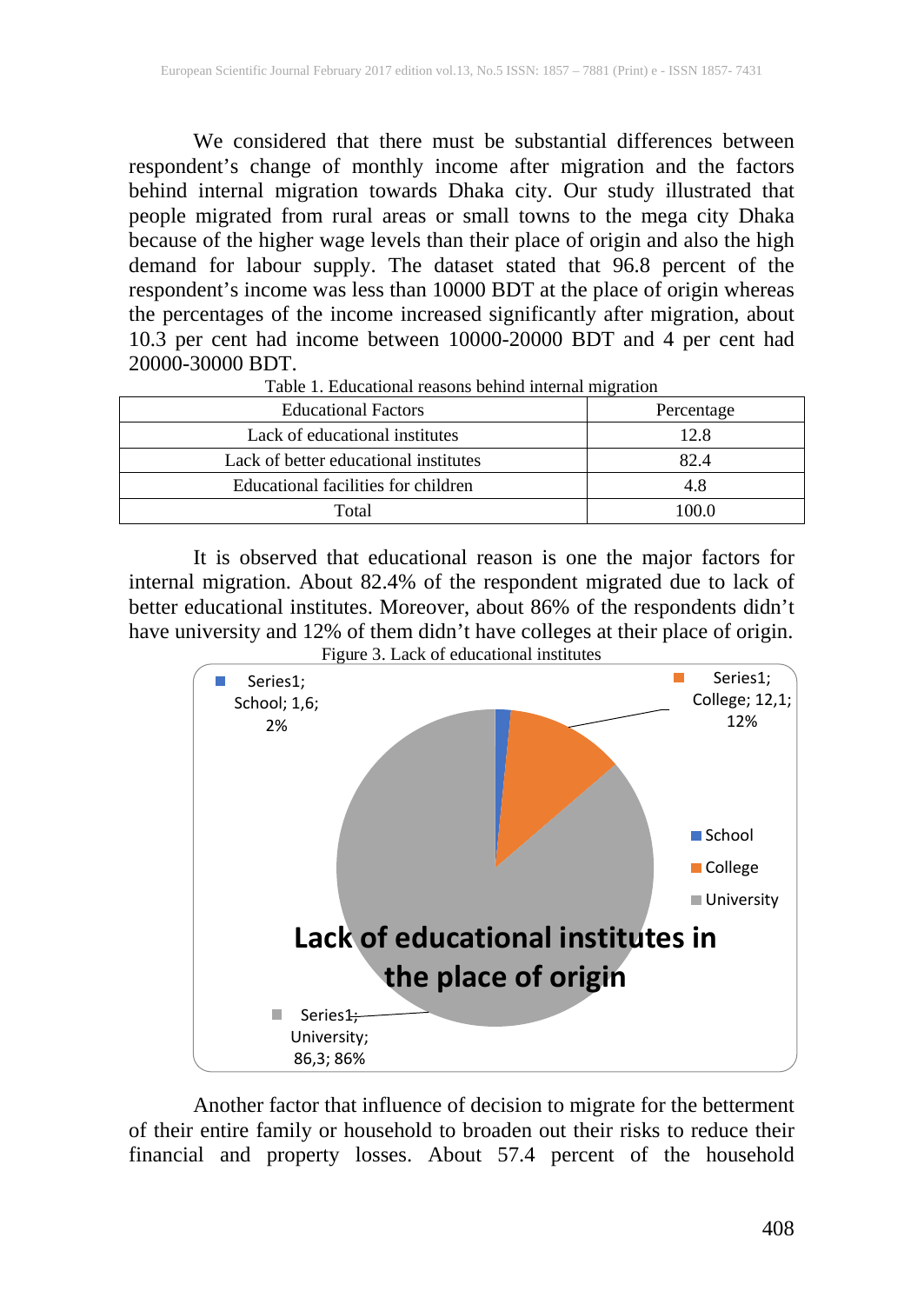We considered that there must be substantial differences between respondent's change of monthly income after migration and the factors behind internal migration towards Dhaka city. Our study illustrated that people migrated from rural areas or small towns to the mega city Dhaka because of the higher wage levels than their place of origin and also the high demand for labour supply. The dataset stated that 96.8 percent of the respondent's income was less than 10000 BDT at the place of origin whereas the percentages of the income increased significantly after migration, about 10.3 per cent had income between 10000-20000 BDT and 4 per cent had 20000-30000 BDT.

Table 1. Educational reasons behind internal migration

| Educational Factors | Percentage |
|---|---|
| Lack of educational institutes | 12.8 |
| Lack of better educational institutes | 82.4 |
| Educational facilities for children | 4.8 |
| Total | 100.0 |

It is observed that educational reason is one the major factors for internal migration. About 82.4% of the respondent migrated due to lack of better educational institutes. Moreover, about 86% of the respondents didn't have university and 12% of them didn't have colleges at their place of origin.

Figure 3. Lack of educational institutes

Another factor that influence of decision to migrate for the betterment of their entire family or household to broaden out their risks to reduce their financial and property losses. About 57.4 percent of the household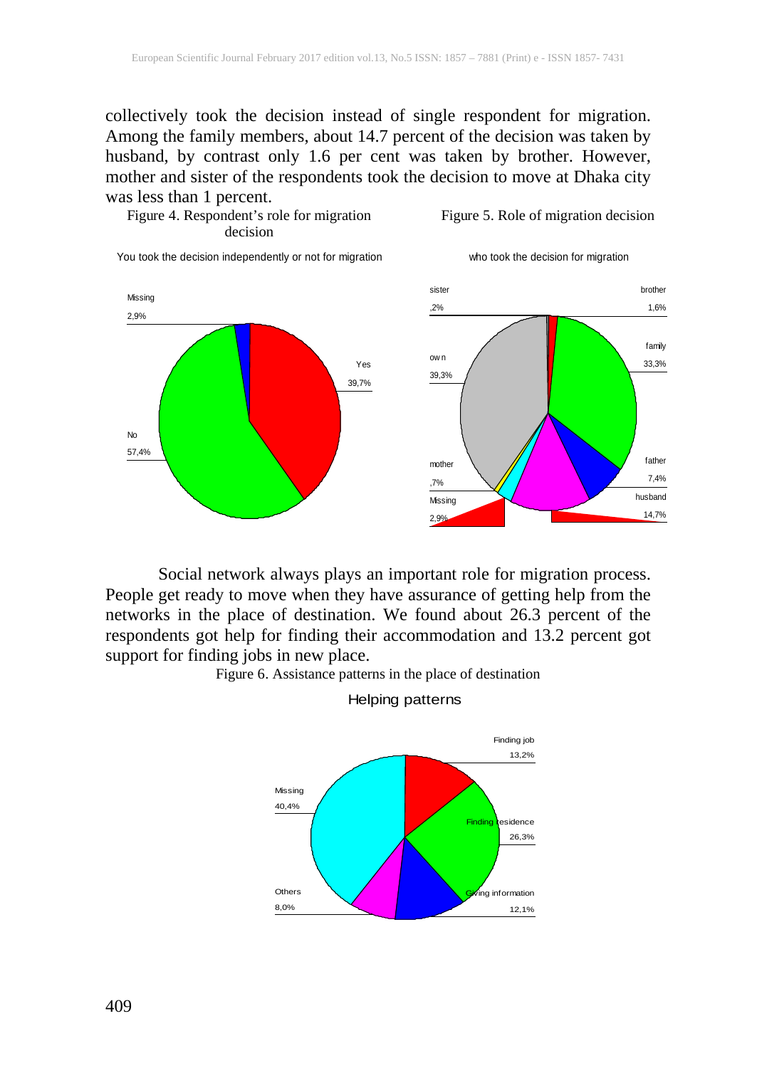collectively took the decision instead of single respondent for migration. Among the family members, about 14.7 percent of the decision was taken by husband, by contrast only 1.6 per cent was taken by brother. However, mother and sister of the respondents took the decision to move at Dhaka city was less than 1 percent.

Figure 4. Respondent's role for migration decision

You took the decision independently or not for migration

Missing 2,9%; Yes 39,7%; No 57,4%

Figure 5. Role of migration decision

who took the decision for migration

sister ,2%; brother 1,6%; own 39,3%; family 33,3%; father 7,4%; mother ,7%; husband 14,7%; Missing 2,9%

Social network always plays an important role for migration process. People get ready to move when they have assurance of getting help from the networks in the place of destination. We found about 26.3 percent of the respondents got help for finding their accommodation and 13.2 percent got support for finding jobs in new place.

Figure 6. Assistance patterns in the place of destination

Helping patterns

Finding job 13,2%; Missing 40,4%; Finding residence 26,3%; Others 8,0%; Giving information 12,1%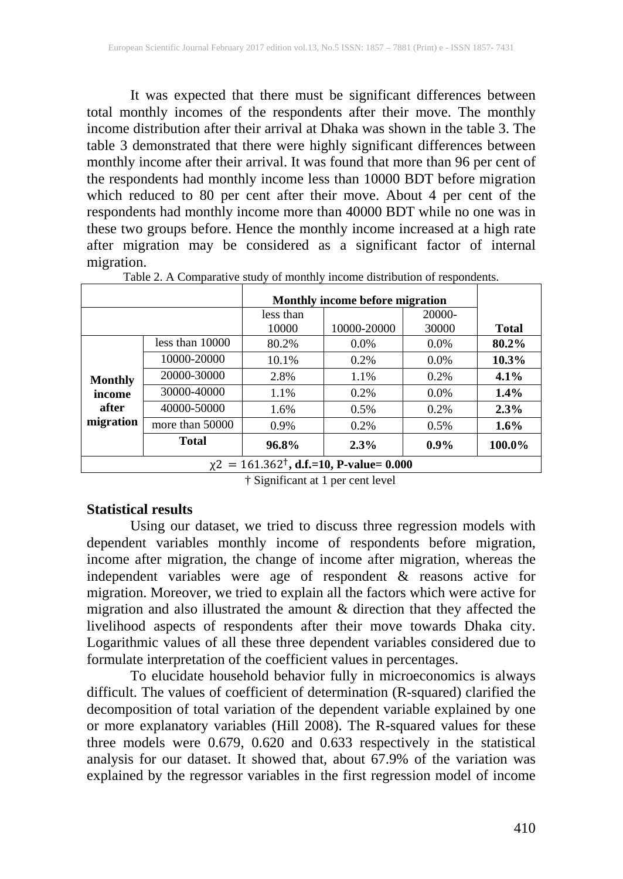It was expected that there must be significant differences between total monthly incomes of the respondents after their move. The monthly income distribution after their arrival at Dhaka was shown in the table 3. The table 3 demonstrated that there were highly significant differences between monthly income after their arrival. It was found that more than 96 per cent of the respondents had monthly income less than 10000 BDT before migration which reduced to 80 per cent after their move. About 4 per cent of the respondents had monthly income more than 40000 BDT while no one was in these two groups before. Hence the monthly income increased at a high rate after migration may be considered as a significant factor of internal migration.

Table 2. A Comparative study of monthly income distribution of respondents.

| | | **Monthly income before migration** | | | |
|---|---|---|---|---|---|
| | | less than 10000 | 10000-20000 | 20000-30000 | **Total** |
| **Monthly income after migration** | less than 10000 | 80.2% | 0.0% | 0.0% | **80.2%** |
| | 10000-20000 | 10.1% | 0.2% | 0.0% | **10.3%** |
| | 20000-30000 | 2.8% | 1.1% | 0.2% | **4.1%** |
| | 30000-40000 | 1.1% | 0.2% | 0.0% | **1.4%** |
| | 40000-50000 | 1.6% | 0.5% | 0.2% | **2.3%** |
| | more than 50000 | 0.9% | 0.2% | 0.5% | **1.6%** |
| | **Total** | **96.8%** | **2.3%** | **0.9%** | **100.0%** |
| $\chi2 = 161.362^{\dagger}$, **d.f.=10, P-value= 0.000** | | | | | |

† Significant at 1 per cent level

### Statistical results

Using our dataset, we tried to discuss three regression models with dependent variables monthly income of respondents before migration, income after migration, the change of income after migration, whereas the independent variables were age of respondent & reasons active for migration. Moreover, we tried to explain all the factors which were active for migration and also illustrated the amount & direction that they affected the livelihood aspects of respondents after their move towards Dhaka city. Logarithmic values of all these three dependent variables considered due to formulate interpretation of the coefficient values in percentages.

To elucidate household behavior fully in microeconomics is always difficult. The values of coefficient of determination (R-squared) clarified the decomposition of total variation of the dependent variable explained by one or more explanatory variables (Hill 2008). The R-squared values for these three models were 0.679, 0.620 and 0.633 respectively in the statistical analysis for our dataset. It showed that, about 67.9% of the variation was explained by the regressor variables in the first regression model of income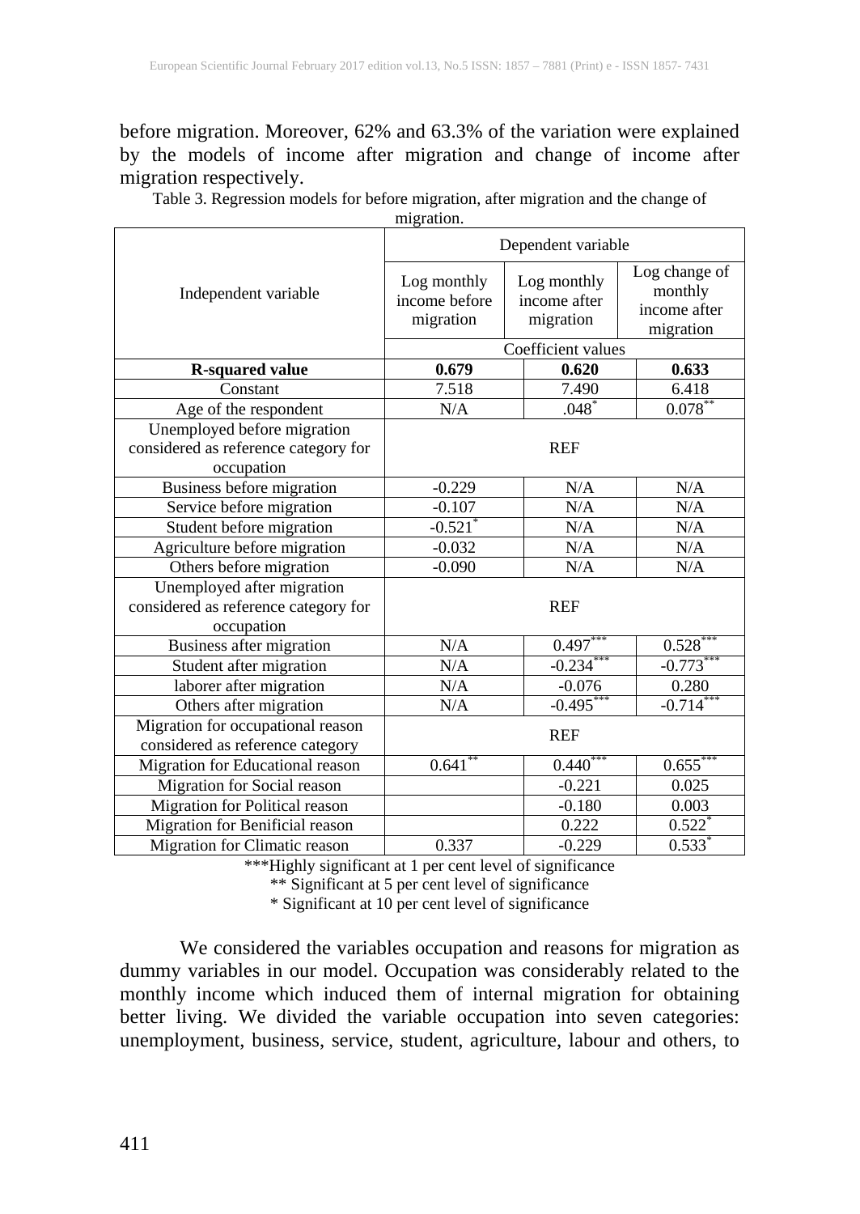before migration. Moreover, 62% and 63.3% of the variation were explained by the models of income after migration and change of income after migration respectively.

Table 3. Regression models for before migration, after migration and the change of migration.

| Independent variable | Dependent variable | | |
|---|---|---|---|
| | Log monthly income before migration | Log monthly income after migration | Log change of monthly income after migration |
| | Coefficient values | | |
| **R-squared value** | **0.679** | **0.620** | **0.633** |
| Constant | 7.518 | 7.490 | 6.418 |
| Age of the respondent | N/A | .048* | 0.078** |
| Unemployed before migration considered as reference category for occupation | REF | | |
| Business before migration | -0.229 | N/A | N/A |
| Service before migration | -0.107 | N/A | N/A |
| Student before migration | -0.521* | N/A | N/A |
| Agriculture before migration | -0.032 | N/A | N/A |
| Others before migration | -0.090 | N/A | N/A |
| Unemployed after migration considered as reference category for occupation | REF | | |
| Business after migration | N/A | 0.497*** | 0.528*** |
| Student after migration | N/A | -0.234*** | -0.773*** |
| laborer after migration | N/A | -0.076 | 0.280 |
| Others after migration | N/A | -0.495*** | -0.714*** |
| Migration for occupational reason considered as reference category | REF | | |
| Migration for Educational reason | 0.641** | 0.440*** | 0.655*** |
| Migration for Social reason | | -0.221 | 0.025 |
| Migration for Political reason | | -0.180 | 0.003 |
| Migration for Benificial reason | | 0.222 | 0.522* |
| Migration for Climatic reason | 0.337 | -0.229 | 0.533* |

***Highly significant at 1 per cent level of significance

** Significant at 5 per cent level of significance

* Significant at 10 per cent level of significance

We considered the variables occupation and reasons for migration as dummy variables in our model. Occupation was considerably related to the monthly income which induced them of internal migration for obtaining better living. We divided the variable occupation into seven categories: unemployment, business, service, student, agriculture, labour and others, to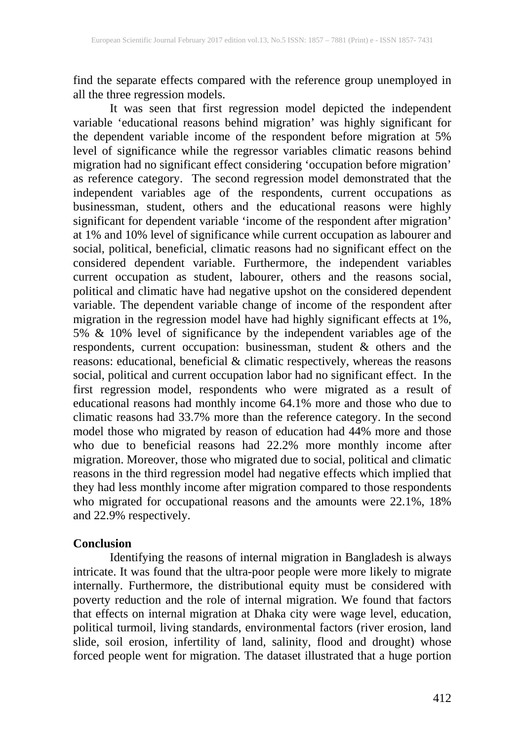find the separate effects compared with the reference group unemployed in all the three regression models.

It was seen that first regression model depicted the independent variable 'educational reasons behind migration' was highly significant for the dependent variable income of the respondent before migration at 5% level of significance while the regressor variables climatic reasons behind migration had no significant effect considering 'occupation before migration' as reference category. The second regression model demonstrated that the independent variables age of the respondents, current occupations as businessman, student, others and the educational reasons were highly significant for dependent variable 'income of the respondent after migration' at 1% and 10% level of significance while current occupation as labourer and social, political, beneficial, climatic reasons had no significant effect on the considered dependent variable. Furthermore, the independent variables current occupation as student, labourer, others and the reasons social, political and climatic have had negative upshot on the considered dependent variable. The dependent variable change of income of the respondent after migration in the regression model have had highly significant effects at 1%, 5% & 10% level of significance by the independent variables age of the respondents, current occupation: businessman, student & others and the reasons: educational, beneficial & climatic respectively, whereas the reasons social, political and current occupation labor had no significant effect. In the first regression model, respondents who were migrated as a result of educational reasons had monthly income 64.1% more and those who due to climatic reasons had 33.7% more than the reference category. In the second model those who migrated by reason of education had 44% more and those who due to beneficial reasons had 22.2% more monthly income after migration. Moreover, those who migrated due to social, political and climatic reasons in the third regression model had negative effects which implied that they had less monthly income after migration compared to those respondents who migrated for occupational reasons and the amounts were 22.1%, 18% and 22.9% respectively.

## Conclusion

Identifying the reasons of internal migration in Bangladesh is always intricate. It was found that the ultra-poor people were more likely to migrate internally. Furthermore, the distributional equity must be considered with poverty reduction and the role of internal migration. We found that factors that effects on internal migration at Dhaka city were wage level, education, political turmoil, living standards, environmental factors (river erosion, land slide, soil erosion, infertility of land, salinity, flood and drought) whose forced people went for migration. The dataset illustrated that a huge portion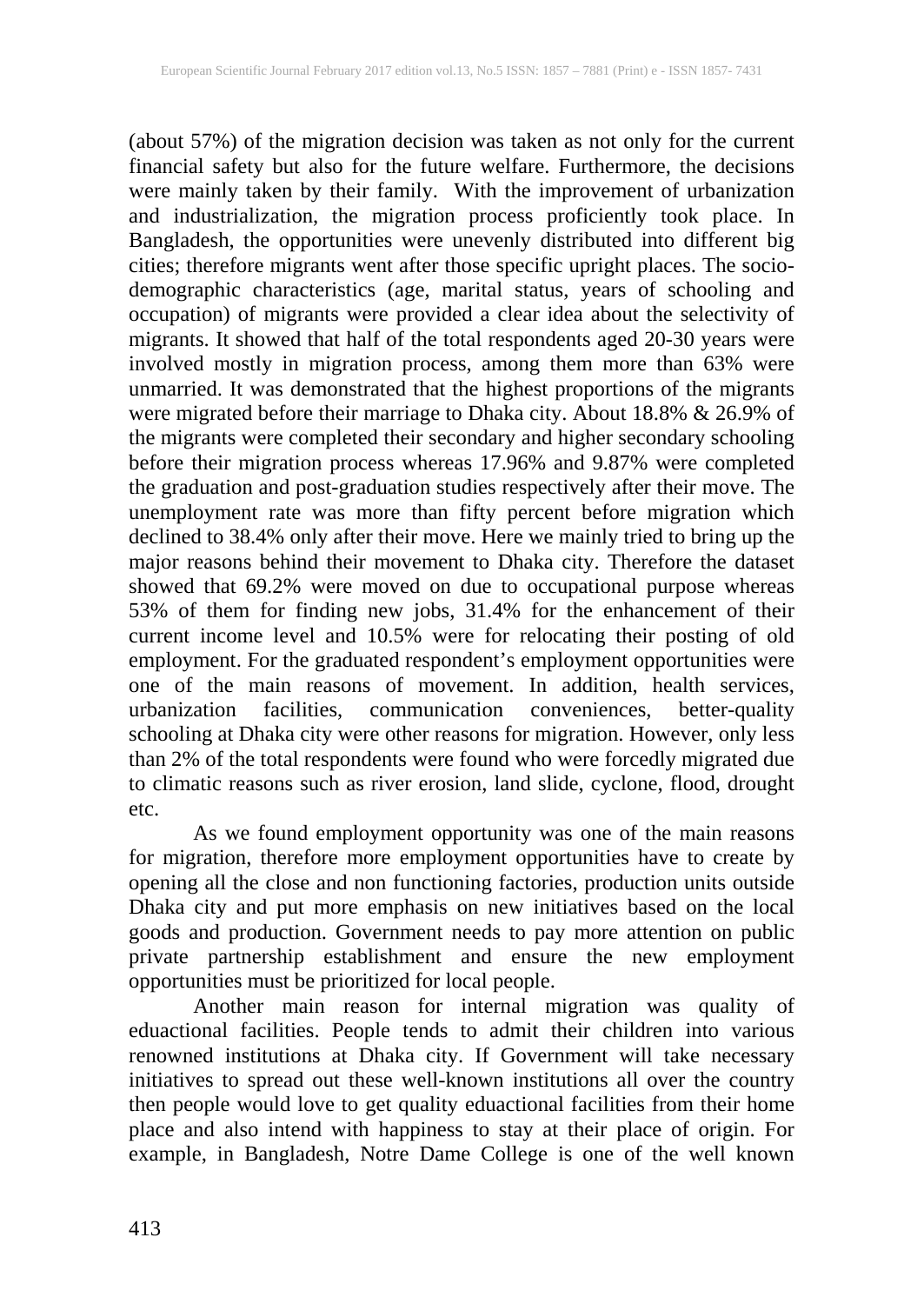(about 57%) of the migration decision was taken as not only for the current financial safety but also for the future welfare. Furthermore, the decisions were mainly taken by their family. With the improvement of urbanization and industrialization, the migration process proficiently took place. In Bangladesh, the opportunities were unevenly distributed into different big cities; therefore migrants went after those specific upright places. The socio-demographic characteristics (age, marital status, years of schooling and occupation) of migrants were provided a clear idea about the selectivity of migrants. It showed that half of the total respondents aged 20-30 years were involved mostly in migration process, among them more than 63% were unmarried. It was demonstrated that the highest proportions of the migrants were migrated before their marriage to Dhaka city. About 18.8% & 26.9% of the migrants were completed their secondary and higher secondary schooling before their migration process whereas 17.96% and 9.87% were completed the graduation and post-graduation studies respectively after their move. The unemployment rate was more than fifty percent before migration which declined to 38.4% only after their move. Here we mainly tried to bring up the major reasons behind their movement to Dhaka city. Therefore the dataset showed that 69.2% were moved on due to occupational purpose whereas 53% of them for finding new jobs, 31.4% for the enhancement of their current income level and 10.5% were for relocating their posting of old employment. For the graduated respondent's employment opportunities were one of the main reasons of movement. In addition, health services, urbanization facilities, communication conveniences, better-quality schooling at Dhaka city were other reasons for migration. However, only less than 2% of the total respondents were found who were forcedly migrated due to climatic reasons such as river erosion, land slide, cyclone, flood, drought etc.

As we found employment opportunity was one of the main reasons for migration, therefore more employment opportunities have to create by opening all the close and non functioning factories, production units outside Dhaka city and put more emphasis on new initiatives based on the local goods and production. Government needs to pay more attention on public private partnership establishment and ensure the new employment opportunities must be prioritized for local people.

Another main reason for internal migration was quality of eduactional facilities. People tends to admit their children into various renowned institutions at Dhaka city. If Government will take necessary initiatives to spread out these well-known institutions all over the country then people would love to get quality eduactional facilities from their home place and also intend with happiness to stay at their place of origin. For example, in Bangladesh, Notre Dame College is one of the well known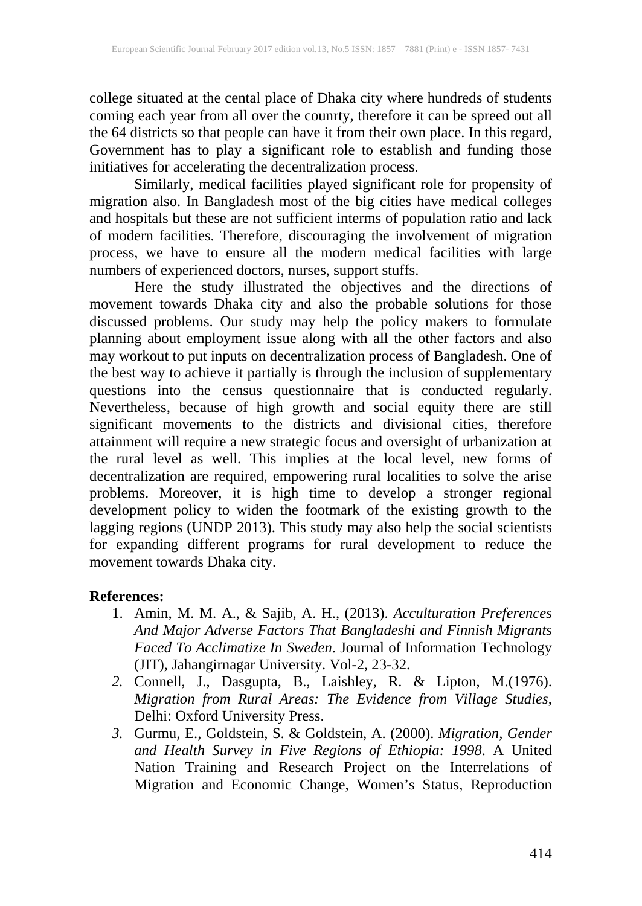college situated at the cental place of Dhaka city where hundreds of students coming each year from all over the counrty, therefore it can be spreed out all the 64 districts so that people can have it from their own place. In this regard, Government has to play a significant role to establish and funding those initiatives for accelerating the decentralization process.

Similarly, medical facilities played significant role for propensity of migration also. In Bangladesh most of the big cities have medical colleges and hospitals but these are not sufficient interms of population ratio and lack of modern facilities. Therefore, discouraging the involvement of migration process, we have to ensure all the modern medical facilities with large numbers of experienced doctors, nurses, support stuffs.

Here the study illustrated the objectives and the directions of movement towards Dhaka city and also the probable solutions for those discussed problems. Our study may help the policy makers to formulate planning about employment issue along with all the other factors and also may workout to put inputs on decentralization process of Bangladesh. One of the best way to achieve it partially is through the inclusion of supplementary questions into the census questionnaire that is conducted regularly. Nevertheless, because of high growth and social equity there are still significant movements to the districts and divisional cities, therefore attainment will require a new strategic focus and oversight of urbanization at the rural level as well. This implies at the local level, new forms of decentralization are required, empowering rural localities to solve the arise problems. Moreover, it is high time to develop a stronger regional development policy to widen the footmark of the existing growth to the lagging regions (UNDP 2013). This study may also help the social scientists for expanding different programs for rural development to reduce the movement towards Dhaka city.

**References:**

1. Amin, M. M. A., & Sajib, A. H., (2013). *Acculturation Preferences And Major Adverse Factors That Bangladeshi and Finnish Migrants Faced To Acclimatize In Sweden*. Journal of Information Technology (JIT), Jahangirnagar University. Vol-2, 23-32.
2. Connell, J., Dasgupta, B., Laishley, R. & Lipton, M.(1976). *Migration from Rural Areas: The Evidence from Village Studies*, Delhi: Oxford University Press.
3. Gurmu, E., Goldstein, S. & Goldstein, A. (2000). *Migration, Gender and Health Survey in Five Regions of Ethiopia: 1998*. A United Nation Training and Research Project on the Interrelations of Migration and Economic Change, Women's Status, Reproduction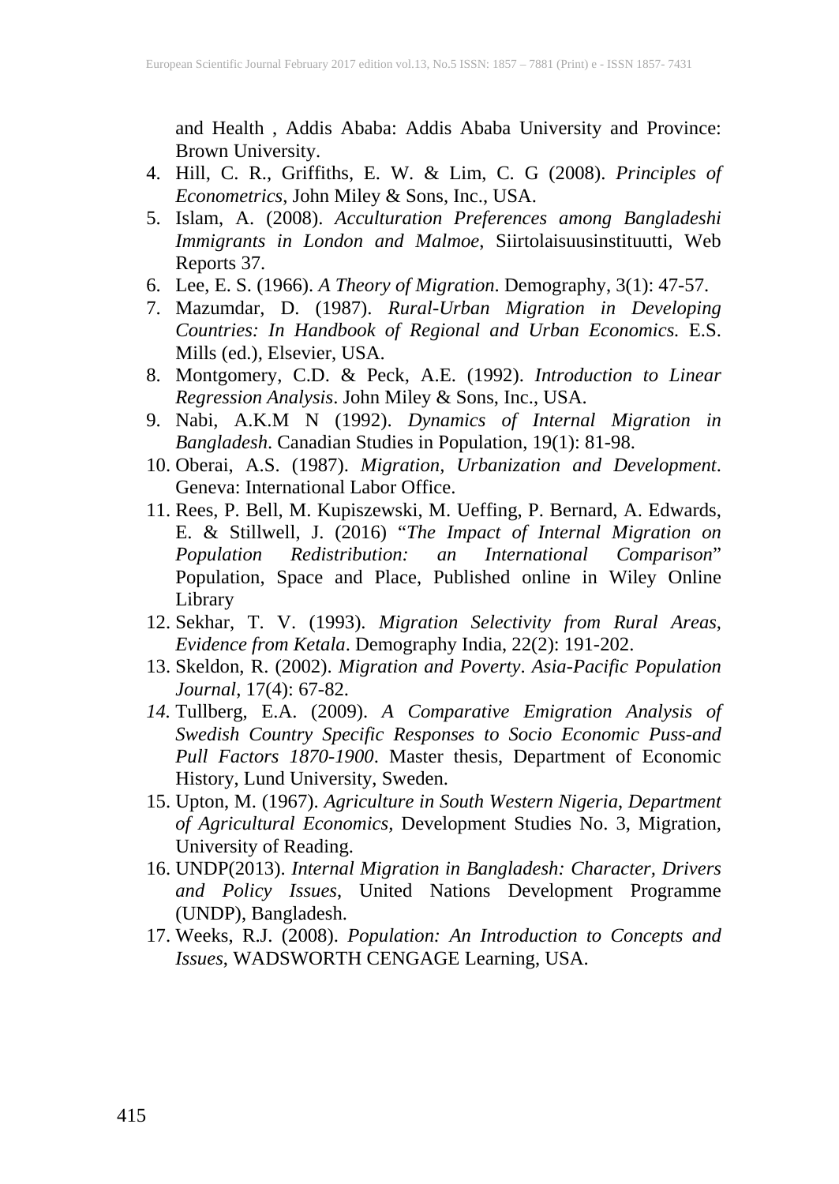and Health , Addis Ababa: Addis Ababa University and Province: Brown University.

4. Hill, C. R., Griffiths, E. W. & Lim, C. G (2008). *Principles of Econometrics*, John Miley & Sons, Inc., USA.
5. Islam, A. (2008). *Acculturation Preferences among Bangladeshi Immigrants in London and Malmoe*, Siirtolaisuusinstituutti, Web Reports 37.
6. Lee, E. S. (1966). *A Theory of Migration*. Demography, 3(1): 47-57.
7. Mazumdar, D. (1987). *Rural-Urban Migration in Developing Countries: In Handbook of Regional and Urban Economics*. E.S. Mills (ed.), Elsevier, USA.
8. Montgomery, C.D. & Peck, A.E. (1992). *Introduction to Linear Regression Analysis*. John Miley & Sons, Inc., USA.
9. Nabi, A.K.M N (1992). *Dynamics of Internal Migration in Bangladesh*. Canadian Studies in Population, 19(1): 81-98.
10. Oberai, A.S. (1987). *Migration, Urbanization and Development*. Geneva: International Labor Office.
11. Rees, P. Bell, M. Kupiszewski, M. Ueffing, P. Bernard, A. Edwards, E. & Stillwell, J. (2016) "*The Impact of Internal Migration on Population Redistribution: an International Comparison*" Population, Space and Place, Published online in Wiley Online Library
12. Sekhar, T. V. (1993). *Migration Selectivity from Rural Areas, Evidence from Ketala*. Demography India, 22(2): 191-202.
13. Skeldon, R. (2002). *Migration and Poverty*. *Asia-Pacific Population Journal*, 17(4): 67-82.
14. Tullberg, E.A. (2009). *A Comparative Emigration Analysis of Swedish Country Specific Responses to Socio Economic Puss-and Pull Factors 1870-1900*. Master thesis, Department of Economic History, Lund University, Sweden.
15. Upton, M. (1967). *Agriculture in South Western Nigeria*, *Department of Agricultural Economics,* Development Studies No. 3, Migration, University of Reading.
16. UNDP(2013). *Internal Migration in Bangladesh: Character, Drivers and Policy Issues*, United Nations Development Programme (UNDP), Bangladesh.
17. Weeks, R.J. (2008). *Population: An Introduction to Concepts and Issues*, WADSWORTH CENGAGE Learning, USA.